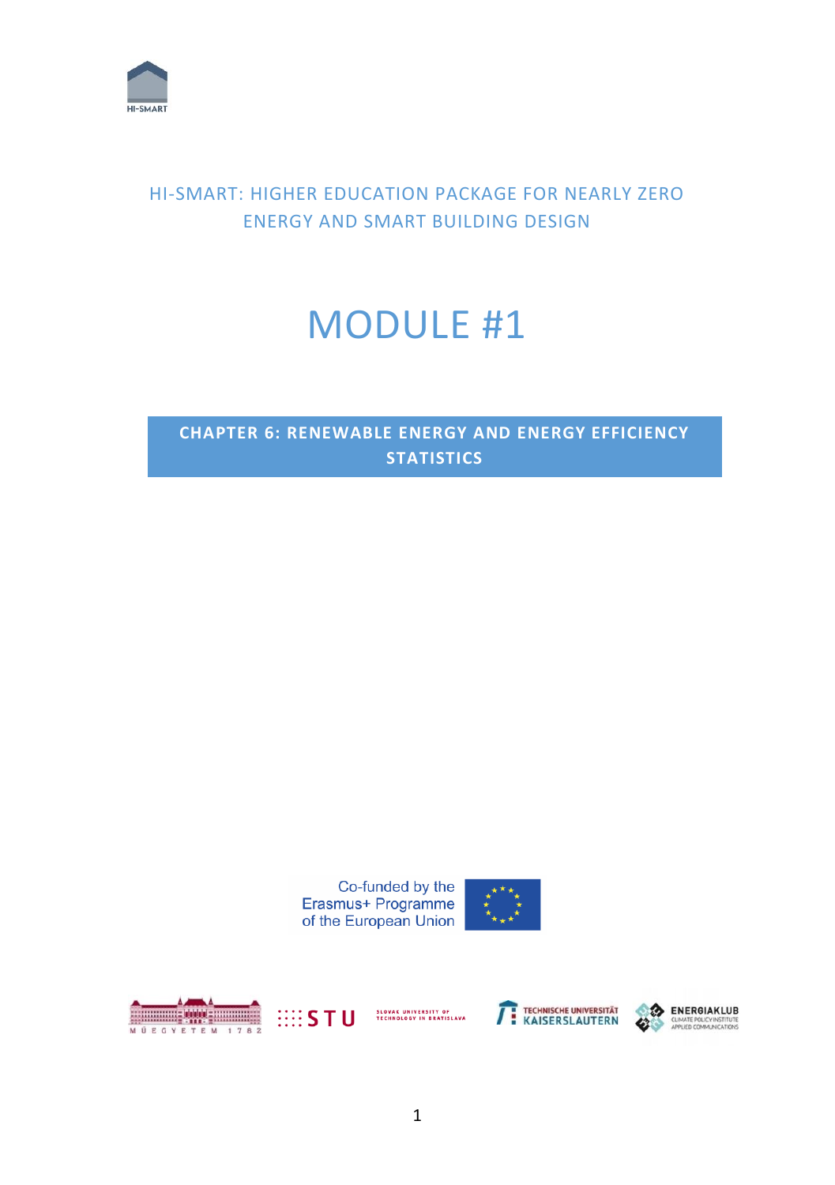HI-SMART: HIGHER EDUCATION PACKAGE FOR NEARLY ZERO ENERGY AND SMART BUILDING DESIGN

# MODULE #1

## CHAPTER 6: RENEWABLE ENERGY AND ENERGY EFFICIENCY STATISTICS

Co-funded by the Erasmus+ Programme of the European Union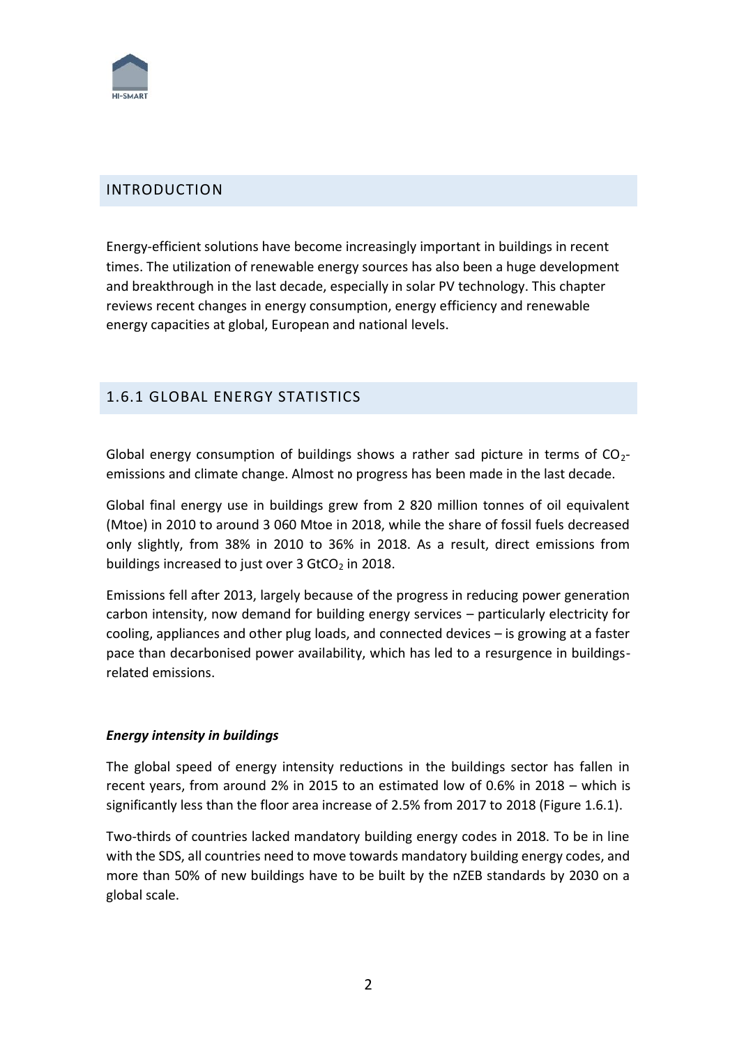## INTRODUCTION

Energy-efficient solutions have become increasingly important in buildings in recent times. The utilization of renewable energy sources has also been a huge development and breakthrough in the last decade, especially in solar PV technology. This chapter reviews recent changes in energy consumption, energy efficiency and renewable energy capacities at global, European and national levels.

## 1.6.1 GLOBAL ENERGY STATISTICS

Global energy consumption of buildings shows a rather sad picture in terms of $CO_2$-emissions and climate change. Almost no progress has been made in the last decade.

Global final energy use in buildings grew from 2 820 million tonnes of oil equivalent (Mtoe) in 2010 to around 3 060 Mtoe in 2018, while the share of fossil fuels decreased only slightly, from 38% in 2010 to 36% in 2018. As a result, direct emissions from buildings increased to just over 3 $GtCO_2$ in 2018.

Emissions fell after 2013, largely because of the progress in reducing power generation carbon intensity, now demand for building energy services – particularly electricity for cooling, appliances and other plug loads, and connected devices – is growing at a faster pace than decarbonised power availability, which has led to a resurgence in buildings-related emissions.

***Energy intensity in buildings***

The global speed of energy intensity reductions in the buildings sector has fallen in recent years, from around 2% in 2015 to an estimated low of 0.6% in 2018 – which is significantly less than the floor area increase of 2.5% from 2017 to 2018 (Figure 1.6.1).

Two-thirds of countries lacked mandatory building energy codes in 2018. To be in line with the SDS, all countries need to move towards mandatory building energy codes, and more than 50% of new buildings have to be built by the nZEB standards by 2030 on a global scale.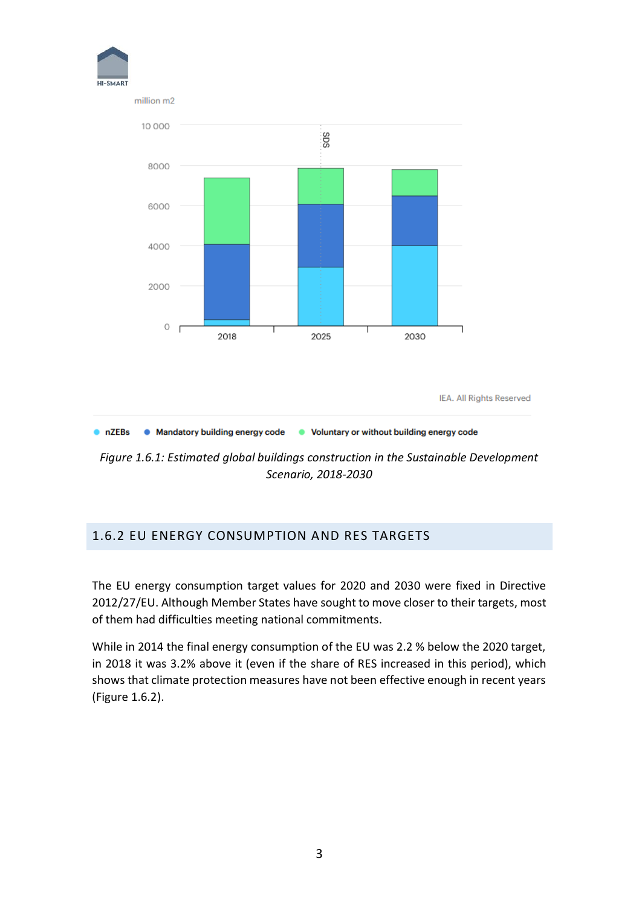*Figure 1.6.1: Estimated global buildings construction in the Sustainable Development Scenario, 2018-2030*

## 1.6.2 EU ENERGY CONSUMPTION AND RES TARGETS

The EU energy consumption target values for 2020 and 2030 were fixed in Directive 2012/27/EU. Although Member States have sought to move closer to their targets, most of them had difficulties meeting national commitments.

While in 2014 the final energy consumption of the EU was 2.2 % below the 2020 target, in 2018 it was 3.2% above it (even if the share of RES increased in this period), which shows that climate protection measures have not been effective enough in recent years (Figure 1.6.2).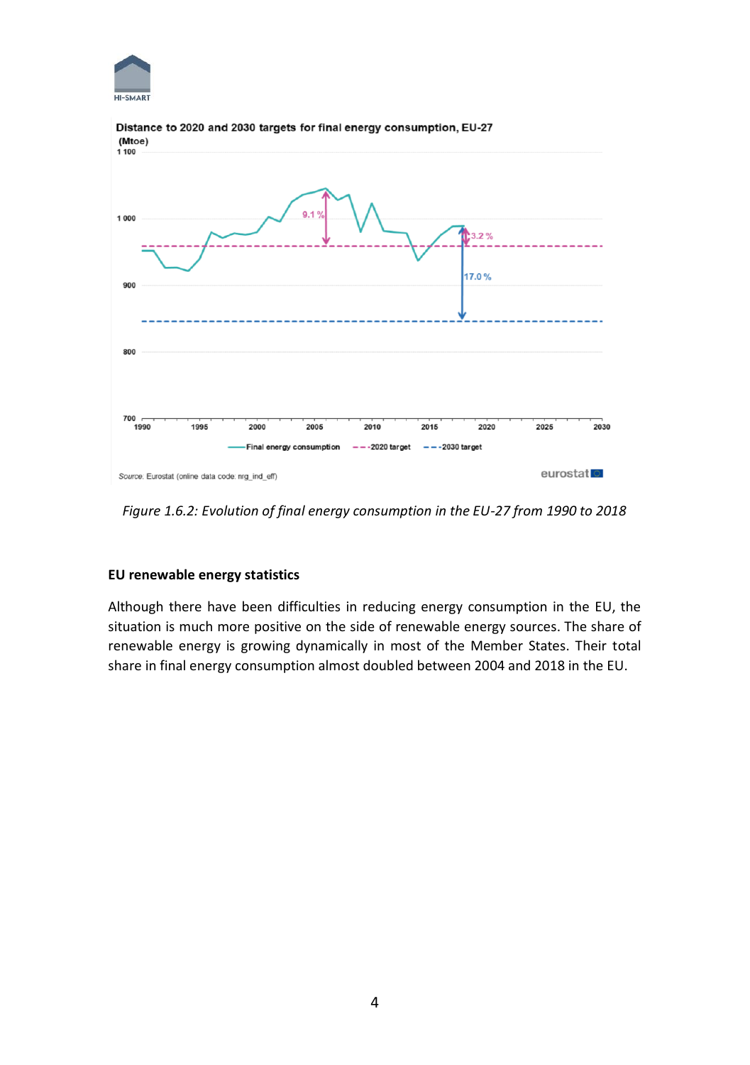Distance to 2020 and 2030 targets for final energy consumption, EU-27
(Mtoe)

Source: Eurostat (online data code: nrg_ind_eff)

*Figure 1.6.2: Evolution of final energy consumption in the EU-27 from 1990 to 2018*

**EU renewable energy statistics**

Although there have been difficulties in reducing energy consumption in the EU, the situation is much more positive on the side of renewable energy sources. The share of renewable energy is growing dynamically in most of the Member States. Their total share in final energy consumption almost doubled between 2004 and 2018 in the EU.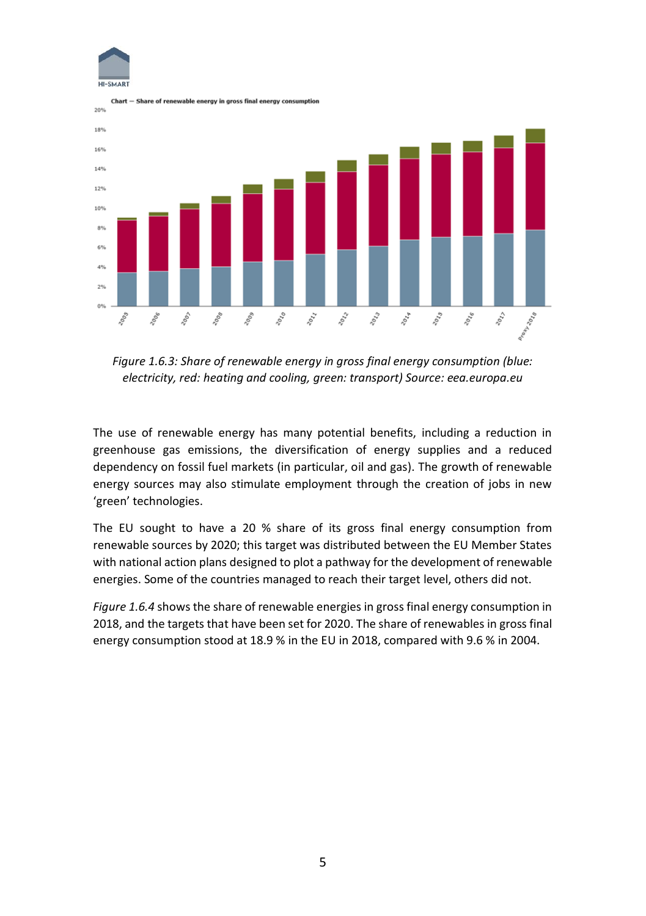Figure 1.6.3: Share of renewable energy in gross final energy consumption (blue: electricity, red: heating and cooling, green: transport) Source: eea.europa.eu

The use of renewable energy has many potential benefits, including a reduction in greenhouse gas emissions, the diversification of energy supplies and a reduced dependency on fossil fuel markets (in particular, oil and gas). The growth of renewable energy sources may also stimulate employment through the creation of jobs in new 'green' technologies.

The EU sought to have a 20 % share of its gross final energy consumption from renewable sources by 2020; this target was distributed between the EU Member States with national action plans designed to plot a pathway for the development of renewable energies. Some of the countries managed to reach their target level, others did not.

*Figure 1.6.4* shows the share of renewable energies in gross final energy consumption in 2018, and the targets that have been set for 2020. The share of renewables in gross final energy consumption stood at 18.9 % in the EU in 2018, compared with 9.6 % in 2004.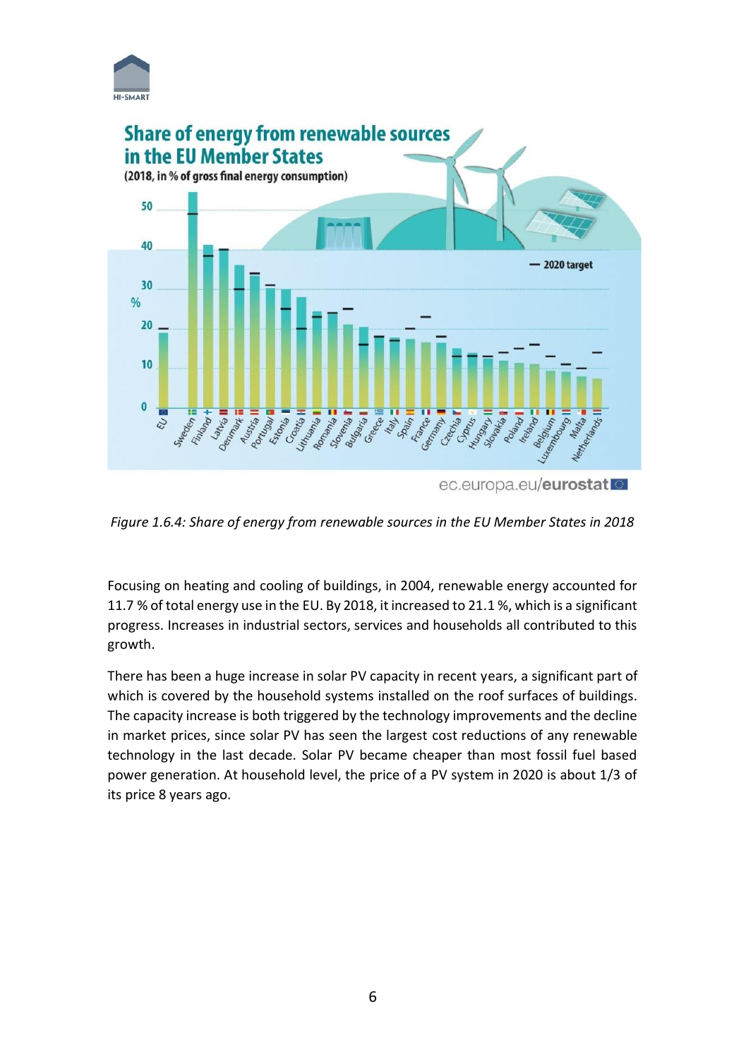Figure 1.6.4: Share of energy from renewable sources in the EU Member States in 2018

Focusing on heating and cooling of buildings, in 2004, renewable energy accounted for 11.7 % of total energy use in the EU. By 2018, it increased to 21.1 %, which is a significant progress. Increases in industrial sectors, services and households all contributed to this growth.

There has been a huge increase in solar PV capacity in recent years, a significant part of which is covered by the household systems installed on the roof surfaces of buildings. The capacity increase is both triggered by the technology improvements and the decline in market prices, since solar PV has seen the largest cost reductions of any renewable technology in the last decade. Solar PV became cheaper than most fossil fuel based power generation. At household level, the price of a PV system in 2020 is about 1/3 of its price 8 years ago.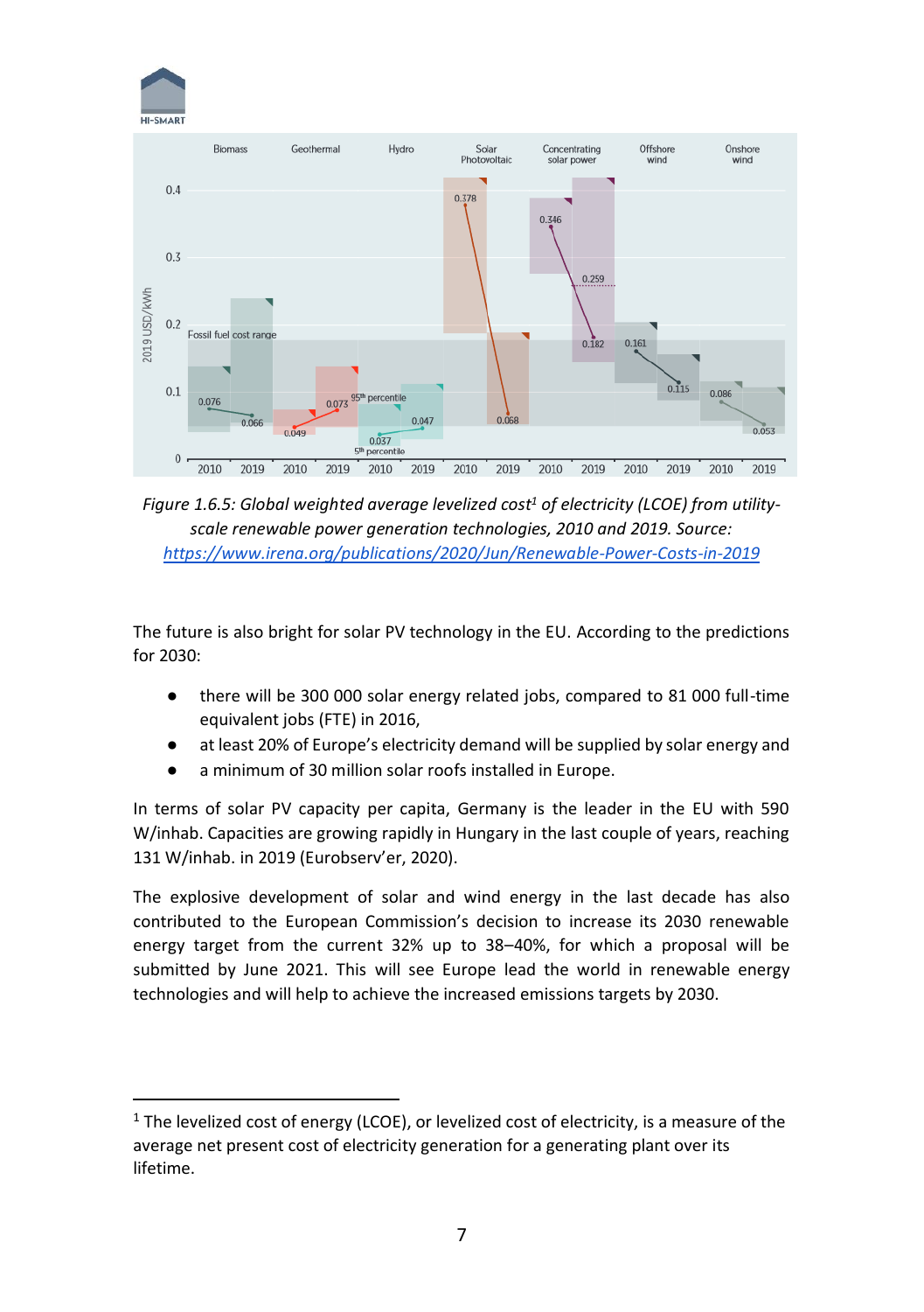*Figure 1.6.5: Global weighted average levelized cost[1] of electricity (LCOE) from utility-scale renewable power generation technologies, 2010 and 2019. Source: https://www.irena.org/publications/2020/Jun/Renewable-Power-Costs-in-2019*

The future is also bright for solar PV technology in the EU. According to the predictions for 2030:

- there will be 300 000 solar energy related jobs, compared to 81 000 full-time equivalent jobs (FTE) in 2016,
- at least 20% of Europe's electricity demand will be supplied by solar energy and
- a minimum of 30 million solar roofs installed in Europe.

In terms of solar PV capacity per capita, Germany is the leader in the EU with 590 W/inhab. Capacities are growing rapidly in Hungary in the last couple of years, reaching 131 W/inhab. in 2019 (Eurobserv'er, 2020).

The explosive development of solar and wind energy in the last decade has also contributed to the European Commission's decision to increase its 2030 renewable energy target from the current 32% up to 38–40%, for which a proposal will be submitted by June 2021. This will see Europe lead the world in renewable energy technologies and will help to achieve the increased emissions targets by 2030.

---

[1] The levelized cost of energy (LCOE), or levelized cost of electricity, is a measure of the average net present cost of electricity generation for a generating plant over its lifetime.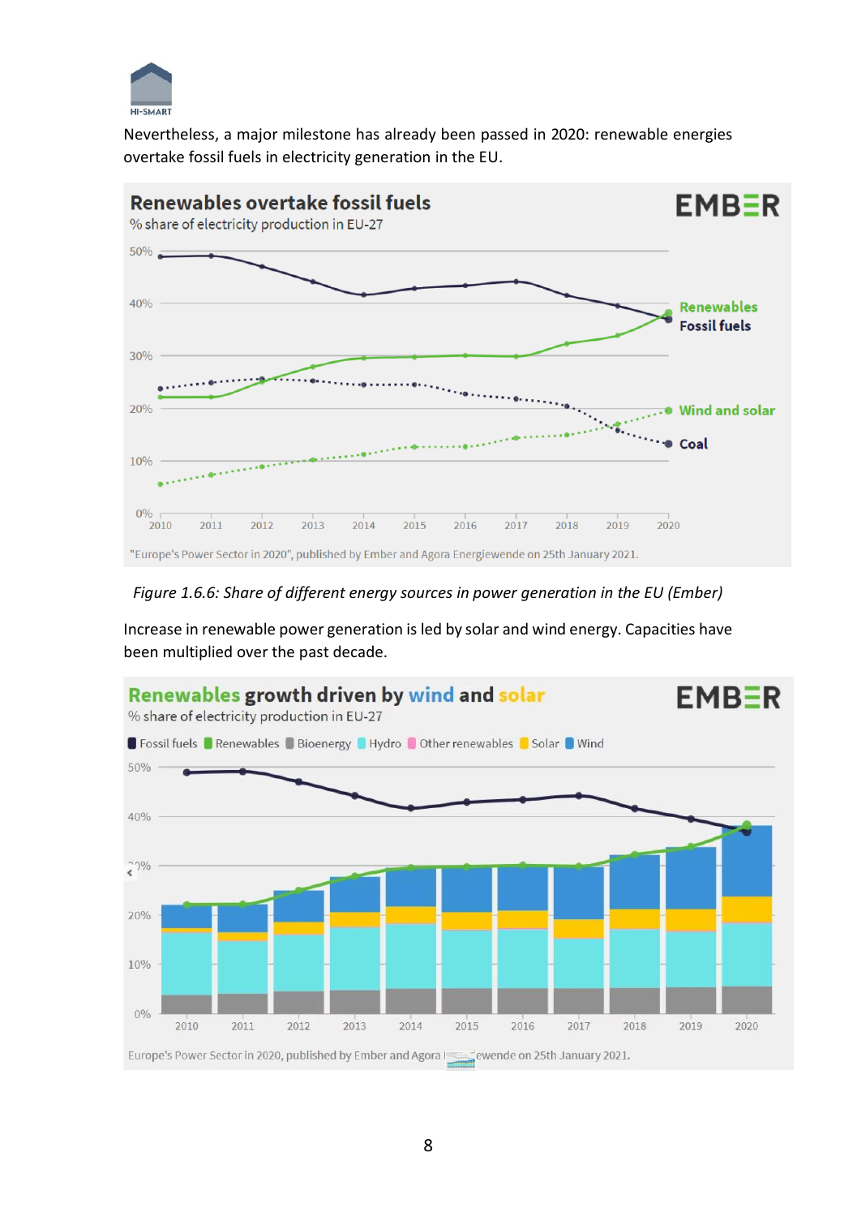Nevertheless, a major milestone has already been passed in 2020: renewable energies overtake fossil fuels in electricity generation in the EU.

*Figure 1.6.6: Share of different energy sources in power generation in the EU (Ember)*

Increase in renewable power generation is led by solar and wind energy. Capacities have been multiplied over the past decade.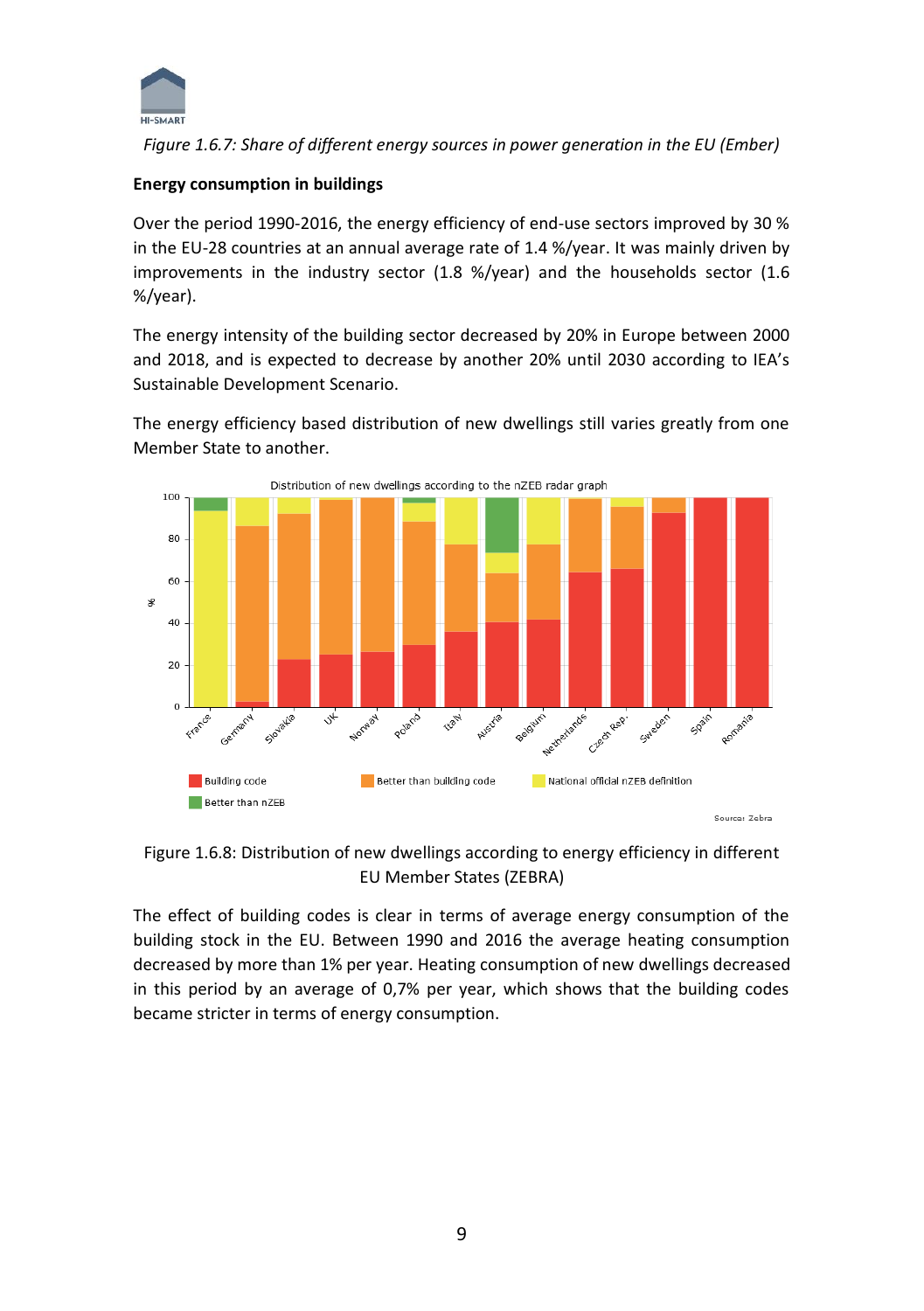*Figure 1.6.7: Share of different energy sources in power generation in the EU (Ember)*

**Energy consumption in buildings**

Over the period 1990-2016, the energy efficiency of end-use sectors improved by 30 % in the EU-28 countries at an annual average rate of 1.4 %/year. It was mainly driven by improvements in the industry sector (1.8 %/year) and the households sector (1.6 %/year).

The energy intensity of the building sector decreased by 20% in Europe between 2000 and 2018, and is expected to decrease by another 20% until 2030 according to IEA's Sustainable Development Scenario.

The energy efficiency based distribution of new dwellings still varies greatly from one Member State to another.

Figure 1.6.8: Distribution of new dwellings according to energy efficiency in different EU Member States (ZEBRA)

The effect of building codes is clear in terms of average energy consumption of the building stock in the EU. Between 1990 and 2016 the average heating consumption decreased by more than 1% per year. Heating consumption of new dwellings decreased in this period by an average of 0,7% per year, which shows that the building codes became stricter in terms of energy consumption.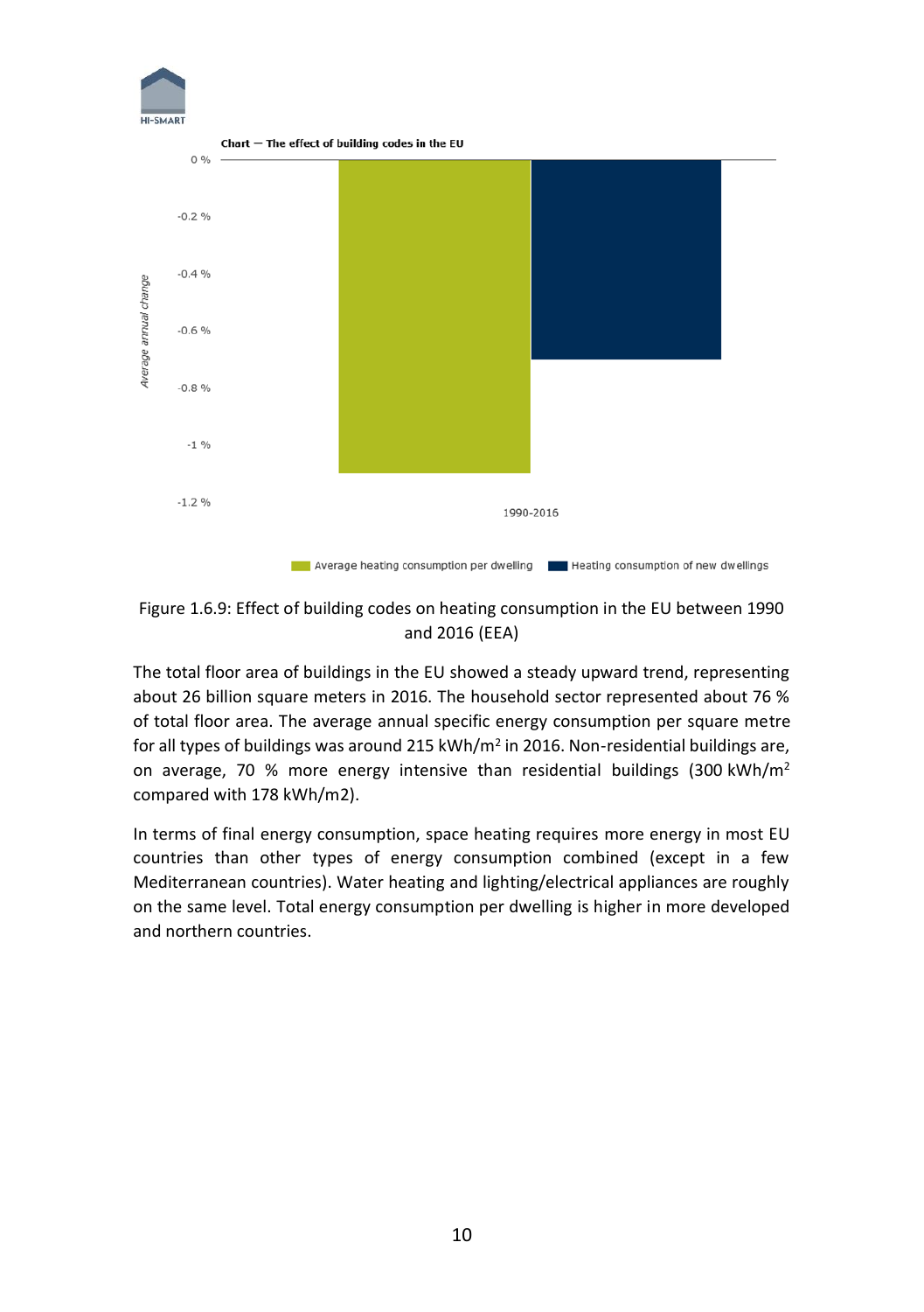Figure 1.6.9: Effect of building codes on heating consumption in the EU between 1990 and 2016 (EEA)

The total floor area of buildings in the EU showed a steady upward trend, representing about 26 billion square meters in 2016. The household sector represented about 76 % of total floor area. The average annual specific energy consumption per square metre for all types of buildings was around 215 kWh/m$^2$ in 2016. Non-residential buildings are, on average, 70 % more energy intensive than residential buildings (300 kWh/m$^2$ compared with 178 kWh/m2).

In terms of final energy consumption, space heating requires more energy in most EU countries than other types of energy consumption combined (except in a few Mediterranean countries). Water heating and lighting/electrical appliances are roughly on the same level. Total energy consumption per dwelling is higher in more developed and northern countries.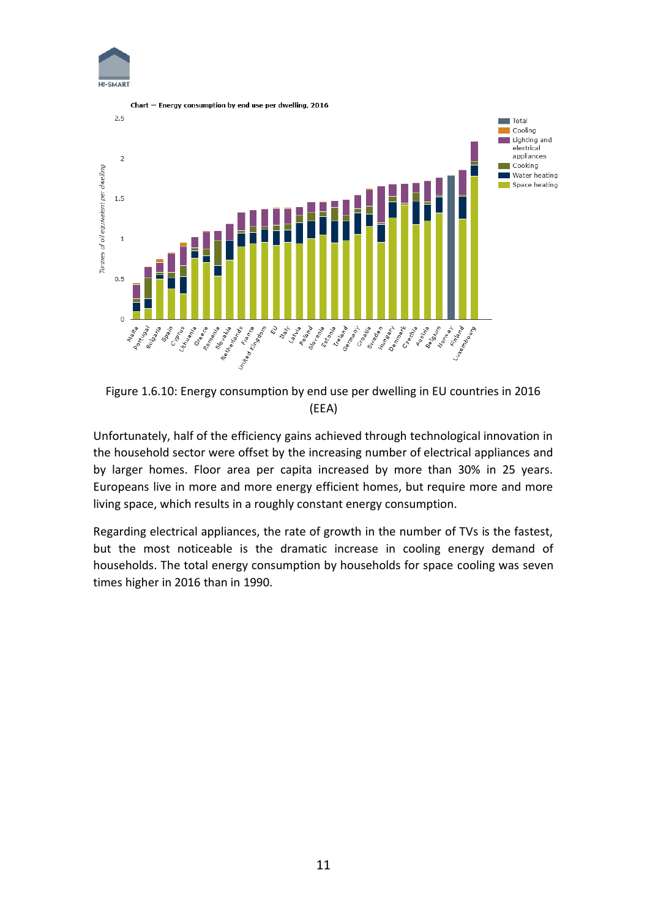Figure 1.6.10: Energy consumption by end use per dwelling in EU countries in 2016 (EEA)

Unfortunately, half of the efficiency gains achieved through technological innovation in the household sector were offset by the increasing number of electrical appliances and by larger homes. Floor area per capita increased by more than 30% in 25 years. Europeans live in more and more energy efficient homes, but require more and more living space, which results in a roughly constant energy consumption.

Regarding electrical appliances, the rate of growth in the number of TVs is the fastest, but the most noticeable is the dramatic increase in cooling energy demand of households. The total energy consumption by households for space cooling was seven times higher in 2016 than in 1990.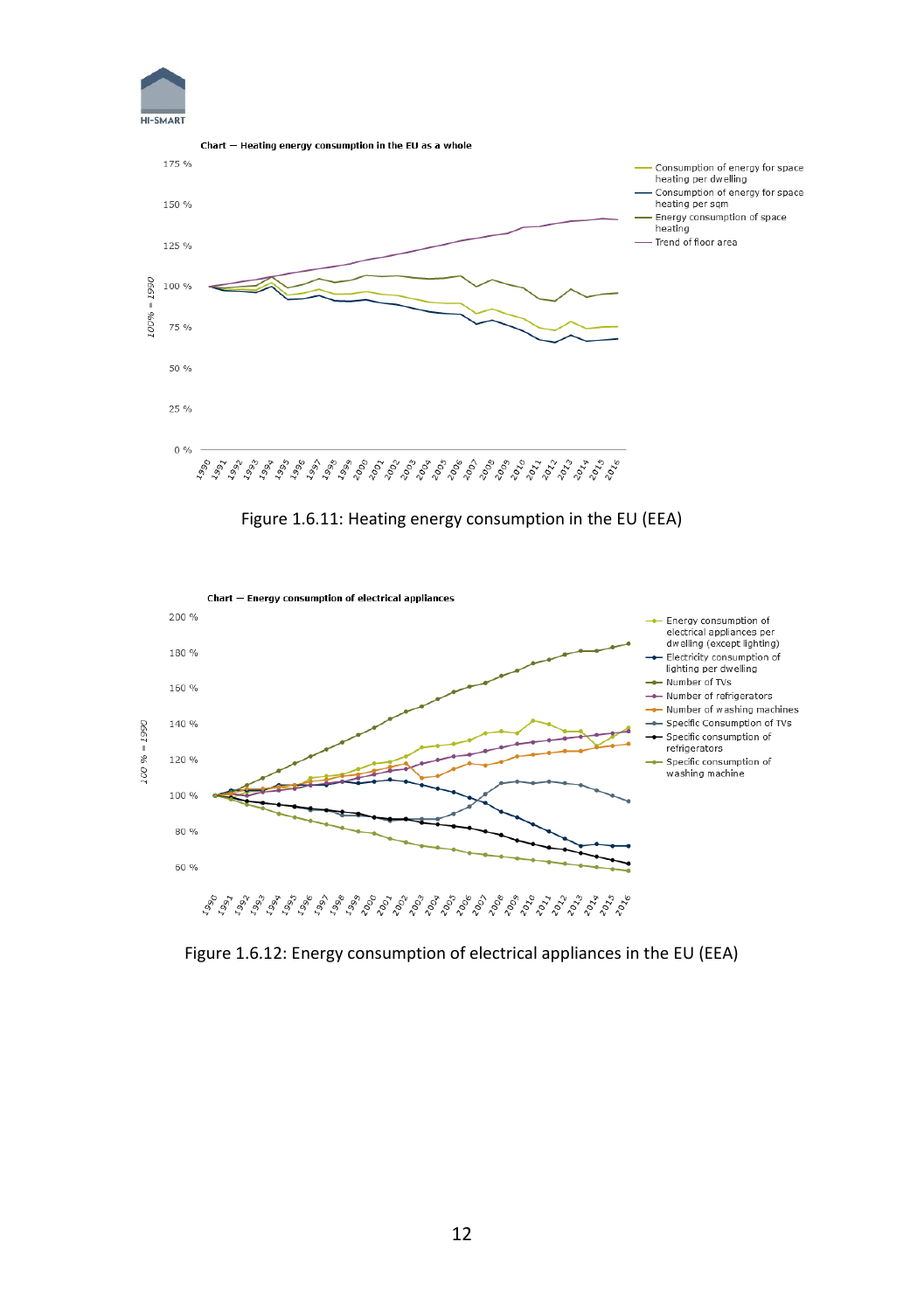Chart — Heating energy consumption in the EU as a whole

Figure 1.6.11: Heating energy consumption in the EU (EEA)

Chart — Energy consumption of electrical appliances

Figure 1.6.12: Energy consumption of electrical appliances in the EU (EEA)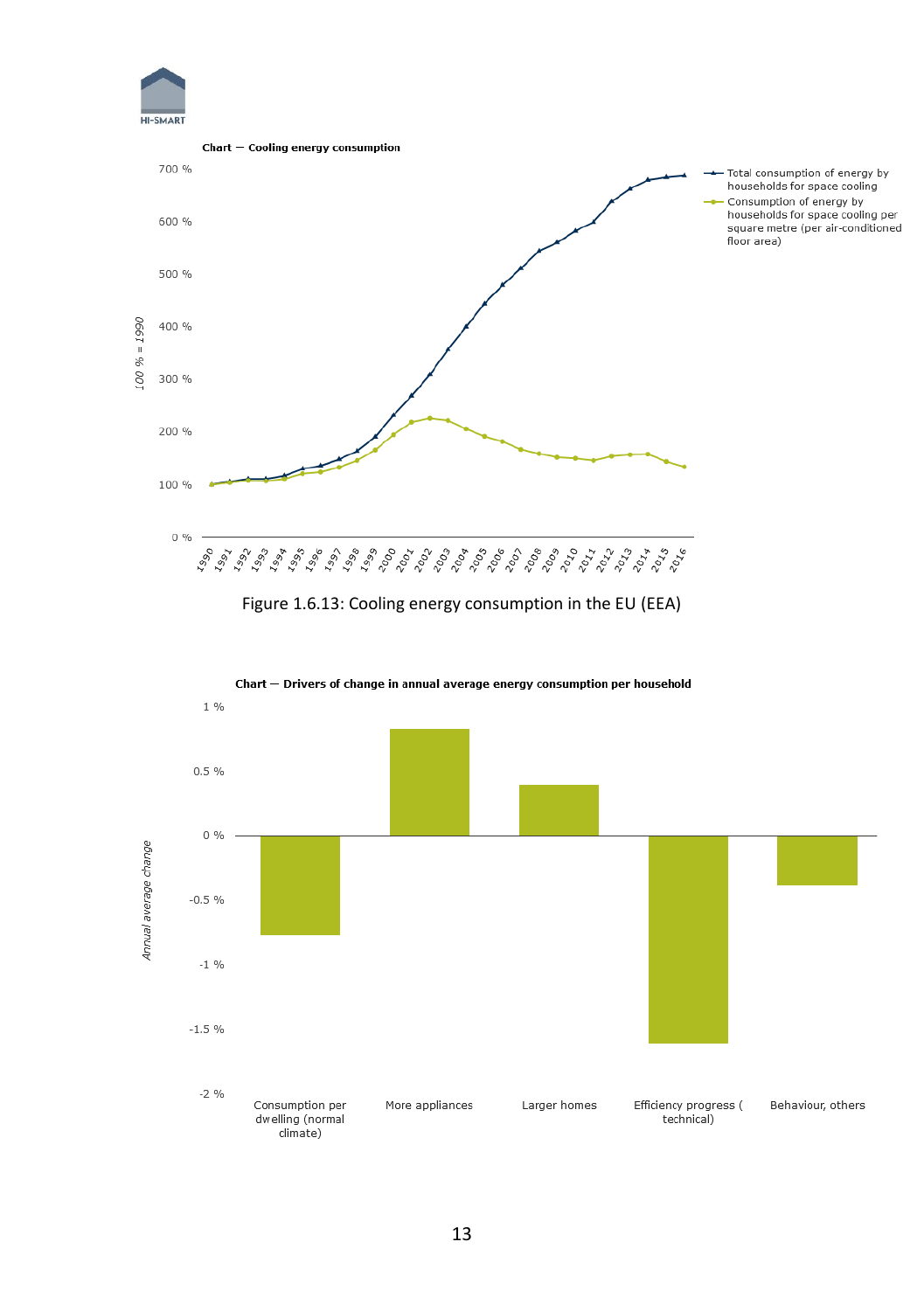Chart — Cooling energy consumption

Figure 1.6.13: Cooling energy consumption in the EU (EEA)

Chart — Drivers of change in annual average energy consumption per household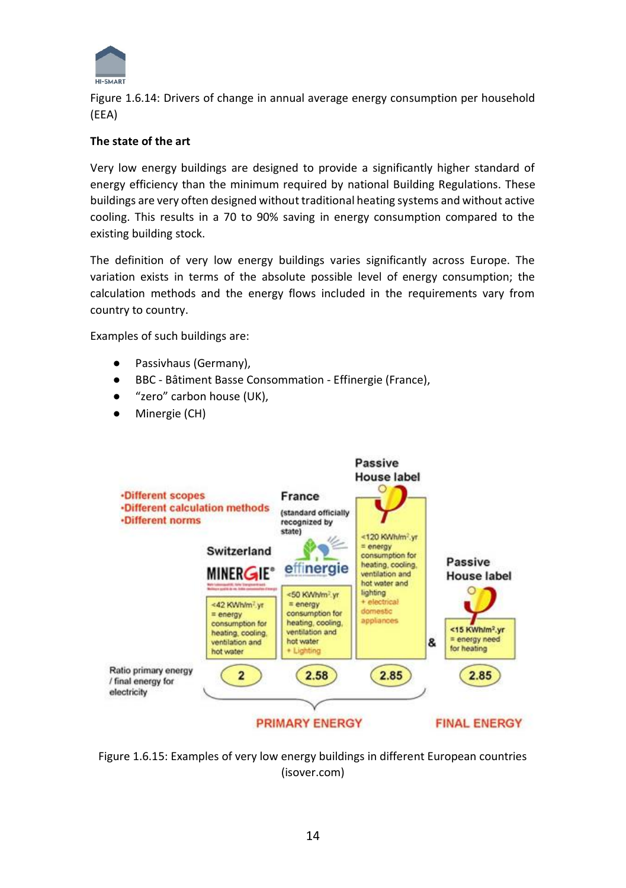Figure 1.6.14: Drivers of change in annual average energy consumption per household (EEA)

**The state of the art**

Very low energy buildings are designed to provide a significantly higher standard of energy efficiency than the minimum required by national Building Regulations. These buildings are very often designed without traditional heating systems and without active cooling. This results in a 70 to 90% saving in energy consumption compared to the existing building stock.

The definition of very low energy buildings varies significantly across Europe. The variation exists in terms of the absolute possible level of energy consumption; the calculation methods and the energy flows included in the requirements vary from country to country.

Examples of such buildings are:

- Passivhaus (Germany),
- BBC - Bâtiment Basse Consommation - Effinergie (France),
- “zero” carbon house (UK),
- Minergie (CH)

Figure 1.6.15: Examples of very low energy buildings in different European countries (isover.com)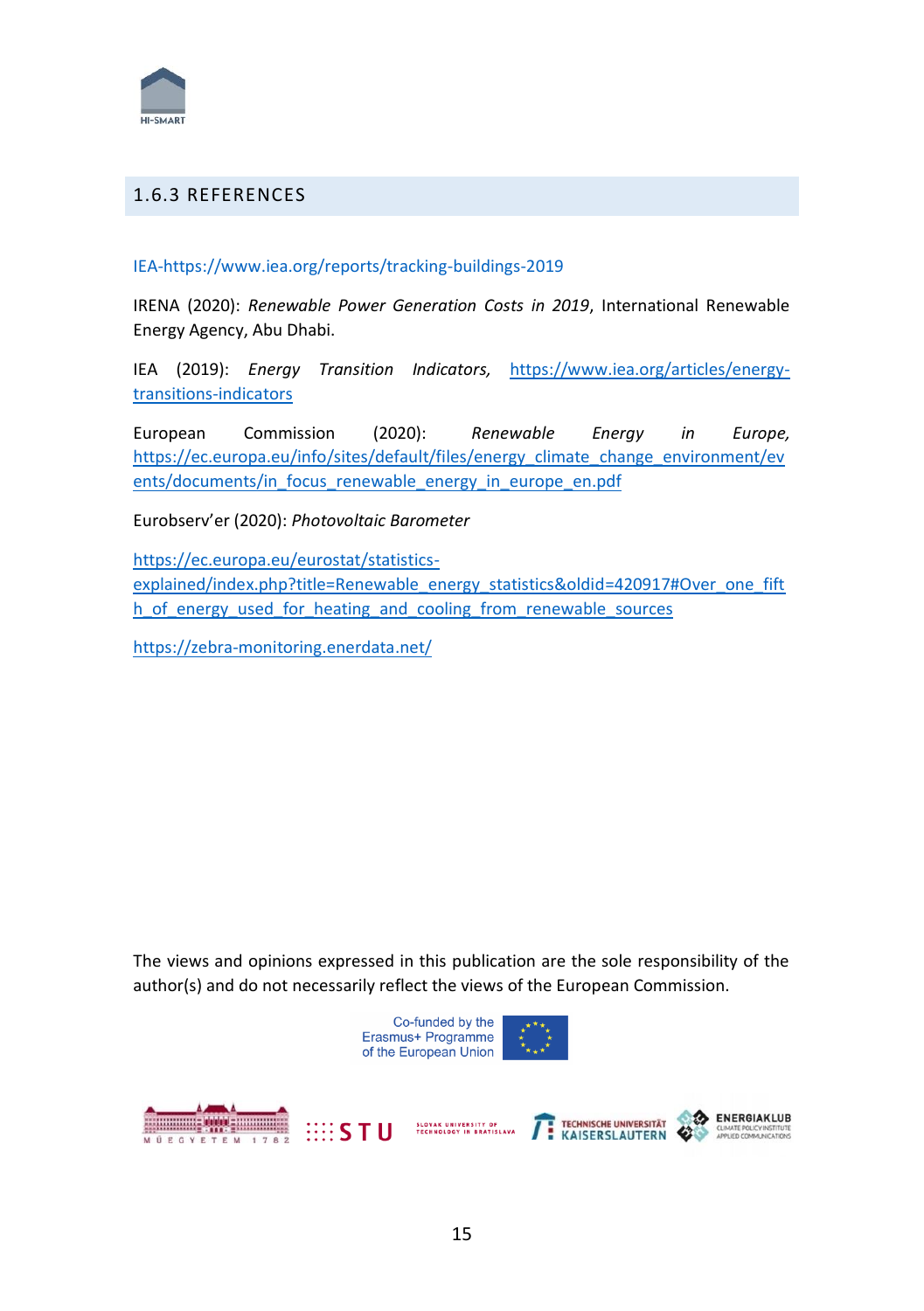### 1.6.3 REFERENCES

IEA-https://www.iea.org/reports/tracking-buildings-2019

IRENA (2020): *Renewable Power Generation Costs in 2019*, International Renewable Energy Agency, Abu Dhabi.

IEA (2019): *Energy Transition Indicators,* https://www.iea.org/articles/energy-transitions-indicators

European Commission (2020): *Renewable Energy in Europe,* https://ec.europa.eu/info/sites/default/files/energy_climate_change_environment/events/documents/in_focus_renewable_energy_in_europe_en.pdf

Eurobserv'er (2020): *Photovoltaic Barometer*

https://ec.europa.eu/eurostat/statistics-explained/index.php?title=Renewable_energy_statistics&oldid=420917#Over_one_fifth_of_energy_used_for_heating_and_cooling_from_renewable_sources

https://zebra-monitoring.enerdata.net/

The views and opinions expressed in this publication are the sole responsibility of the author(s) and do not necessarily reflect the views of the European Commission.

Co-funded by the Erasmus+ Programme of the European Union